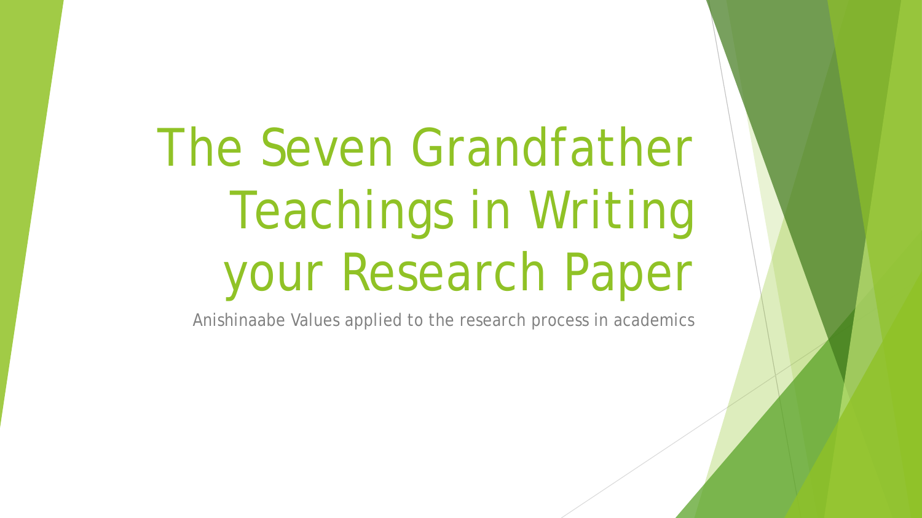# The Seven Grandfather Teachings in Writing your Research Paper

Anishinaabe Values applied to the research process in academics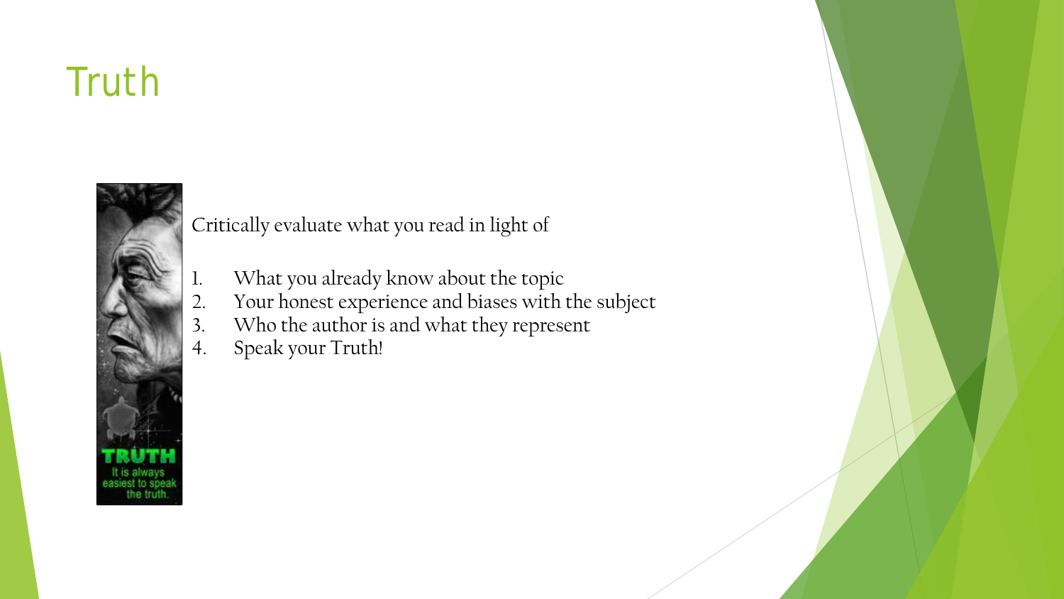# Truth

Critically evaluate what you read in light of

1. What you already know about the topic
2. Your honest experience and biases with the subject
3. Who the author is and what they represent
4. Speak your Truth!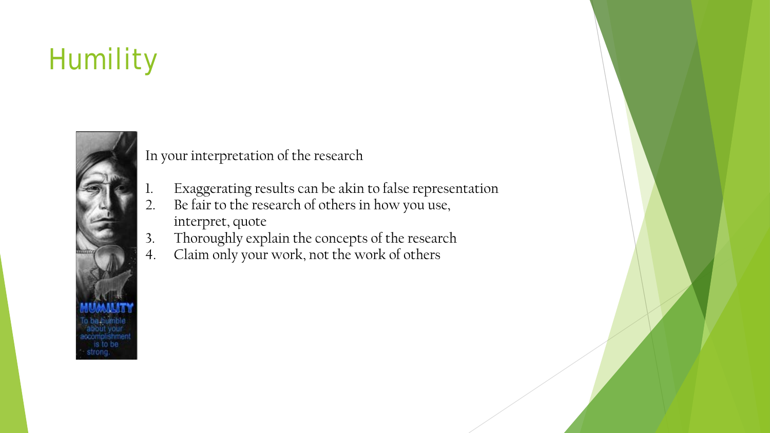# Humility

In your interpretation of the research

1. Exaggerating results can be akin to false representation
2. Be fair to the research of others in how you use, interpret, quote
3. Thoroughly explain the concepts of the research
4. Claim only your work, not the work of others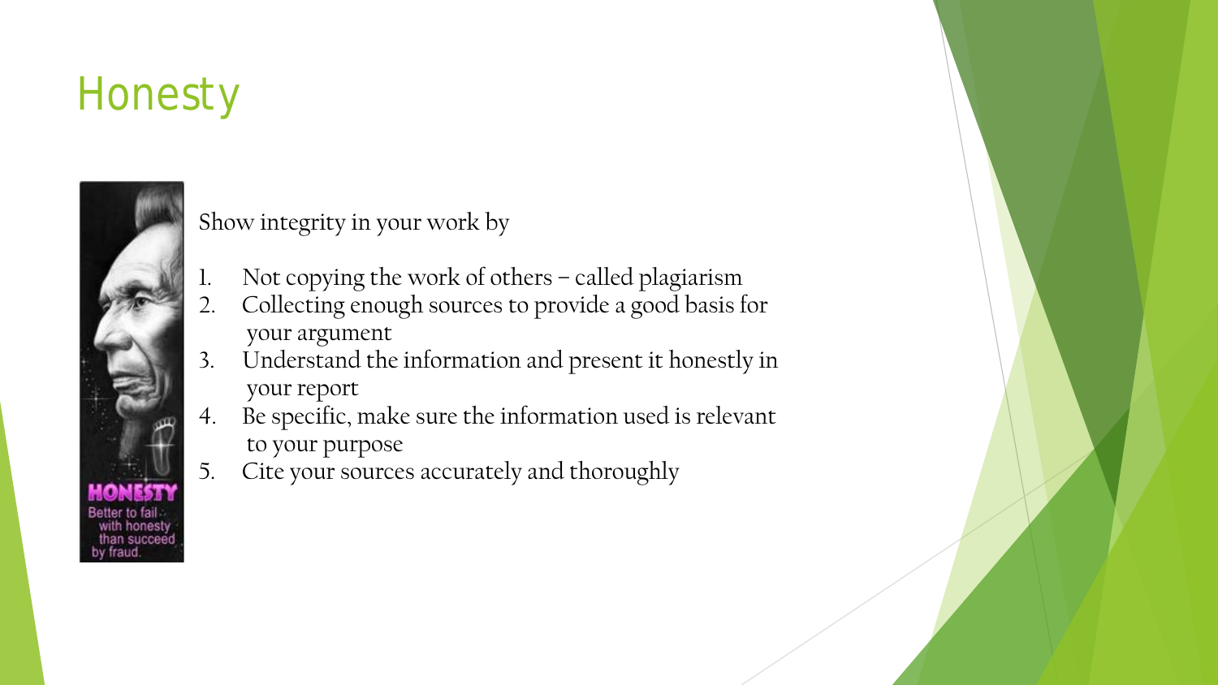# Honesty

Show integrity in your work by

1. Not copying the work of others – called plagiarism
2. Collecting enough sources to provide a good basis for your argument
3. Understand the information and present it honestly in your report
4. Be specific, make sure the information used is relevant to your purpose
5. Cite your sources accurately and thoroughly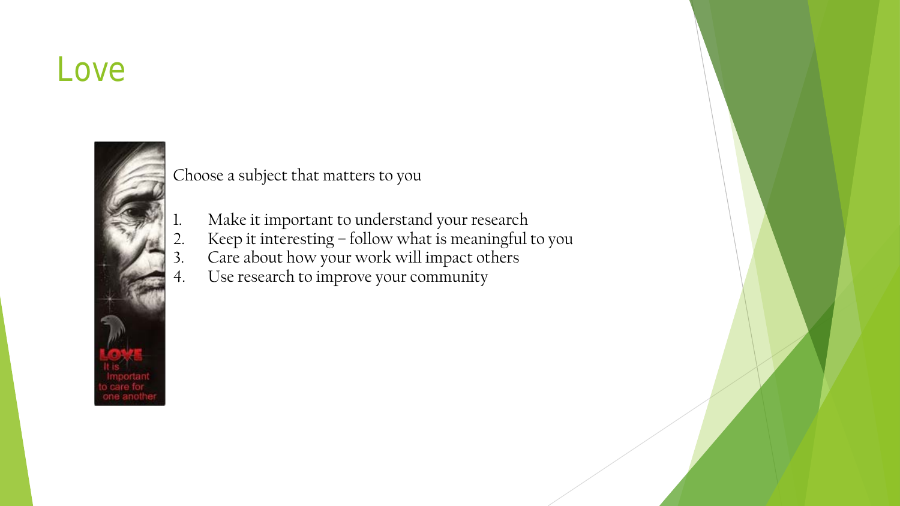# Love

Choose a subject that matters to you

1. Make it important to understand your research
2. Keep it interesting – follow what is meaningful to you
3. Care about how your work will impact others
4. Use research to improve your community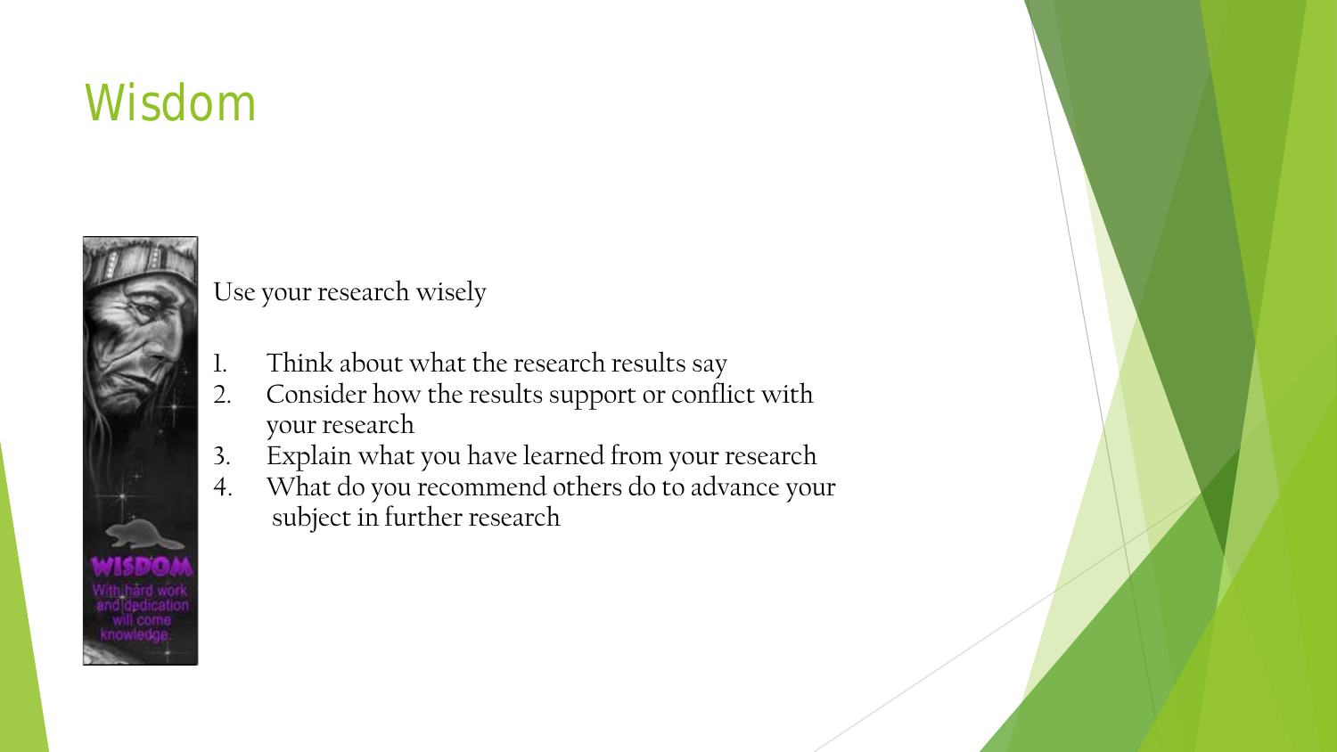# Wisdom

Use your research wisely

1. Think about what the research results say
2. Consider how the results support or conflict with your research
3. Explain what you have learned from your research
4. What do you recommend others do to advance your subject in further research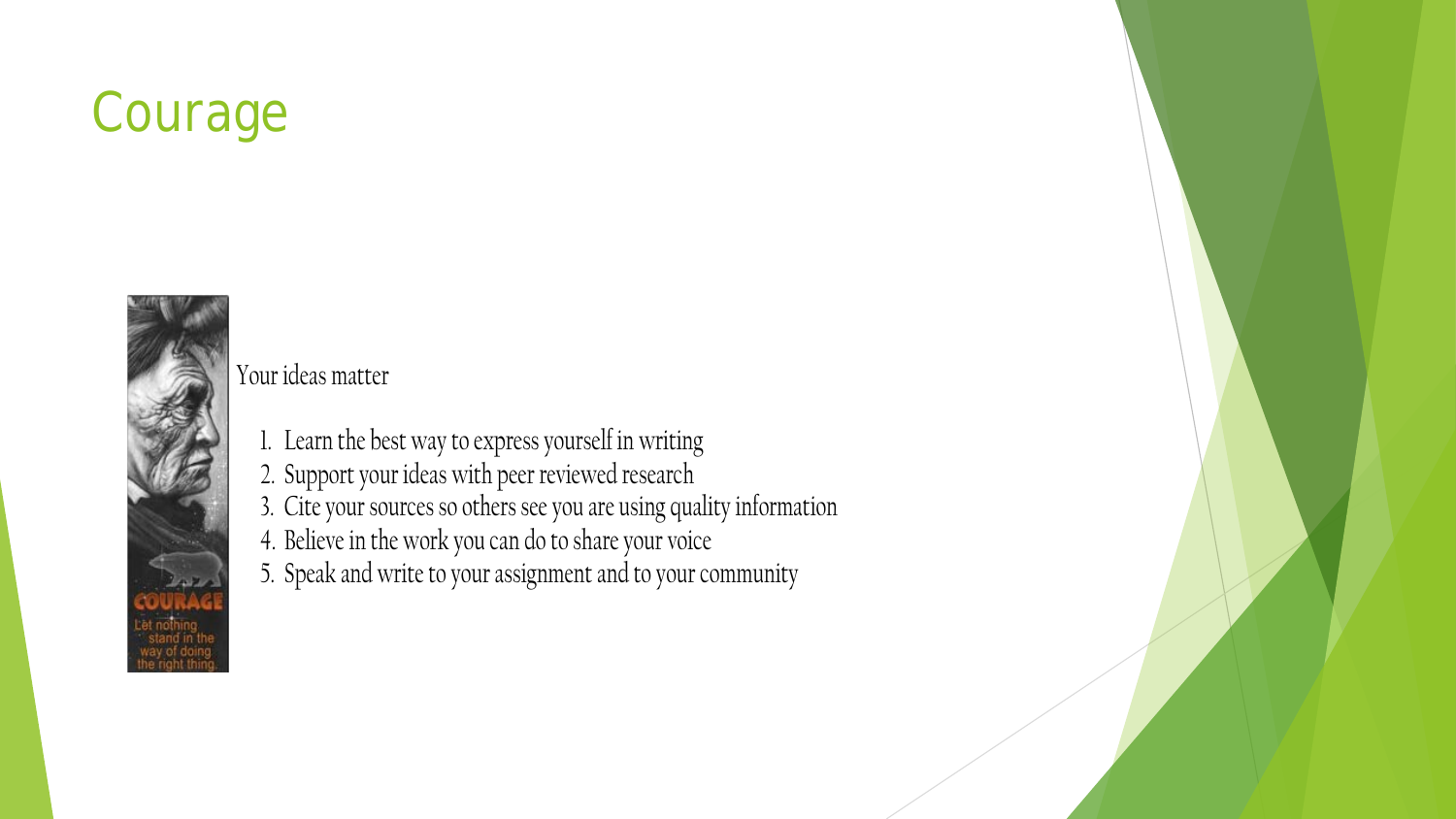# Courage

Your ideas matter

1. Learn the best way to express yourself in writing
2. Support your ideas with peer reviewed research
3. Cite your sources so others see you are using quality information
4. Believe in the work you can do to share your voice
5. Speak and write to your assignment and to your community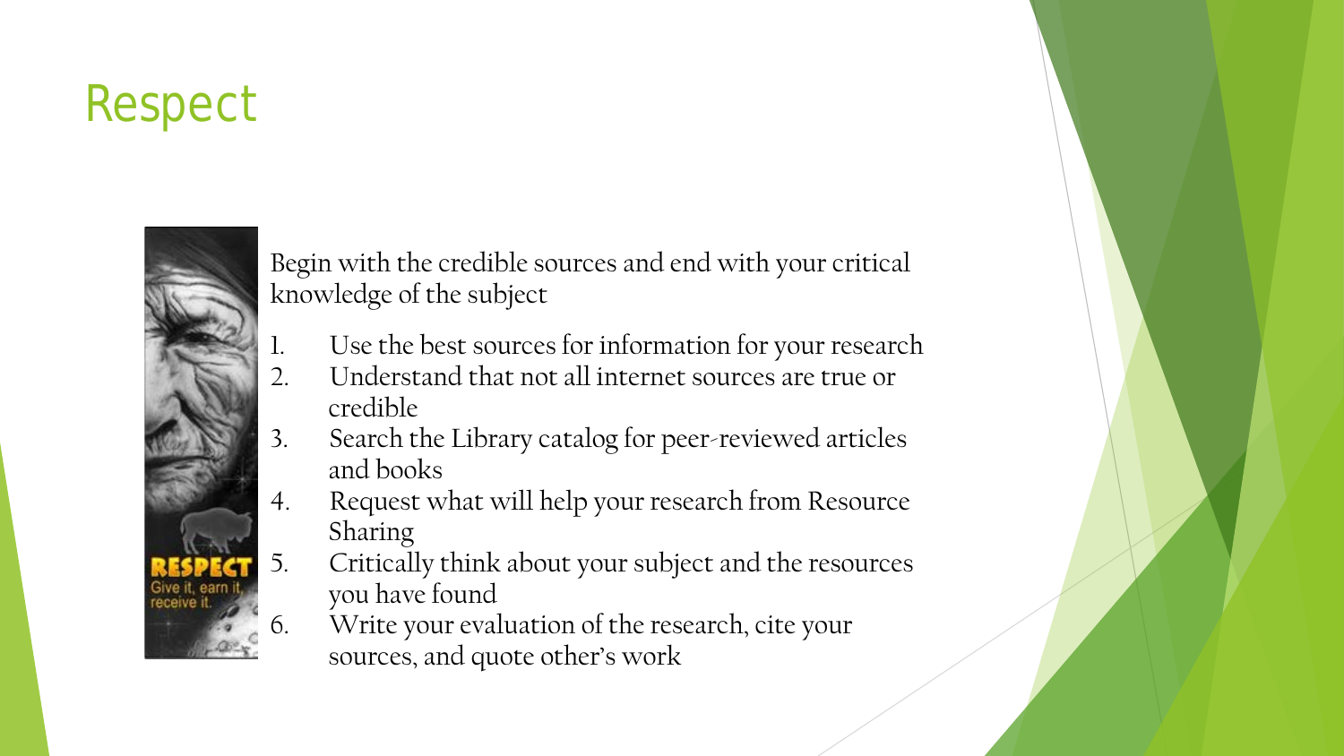# Respect

Begin with the credible sources and end with your critical knowledge of the subject

1. Use the best sources for information for your research
2. Understand that not all internet sources are true or credible
3. Search the Library catalog for peer-reviewed articles and books
4. Request what will help your research from Resource Sharing
5. Critically think about your subject and the resources you have found
6. Write your evaluation of the research, cite your sources, and quote other's work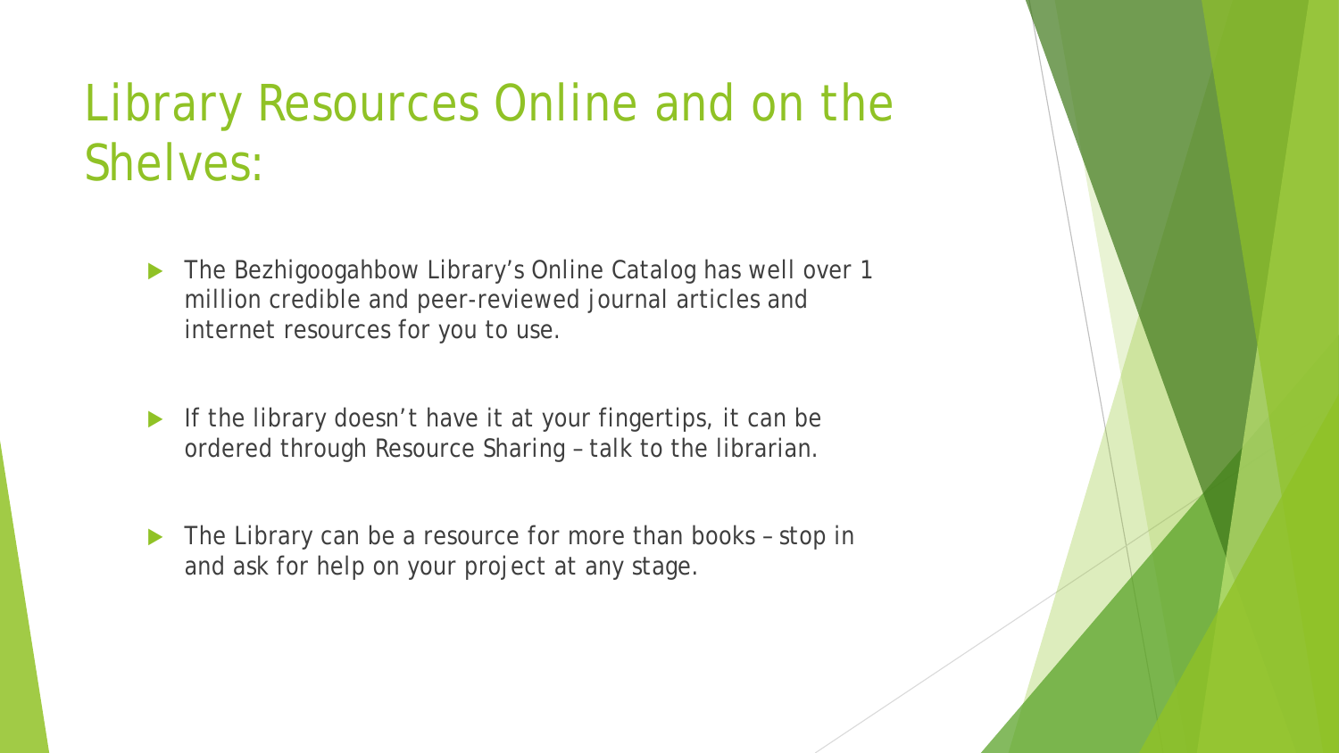# Library Resources Online and on the Shelves:

- The Bezhigoogahbow Library's Online Catalog has well over 1 million credible and peer-reviewed journal articles and internet resources for you to use.
- If the library doesn't have it at your fingertips, it can be ordered through Resource Sharing – talk to the librarian.
- The Library can be a resource for more than books – stop in and ask for help on your project at any stage.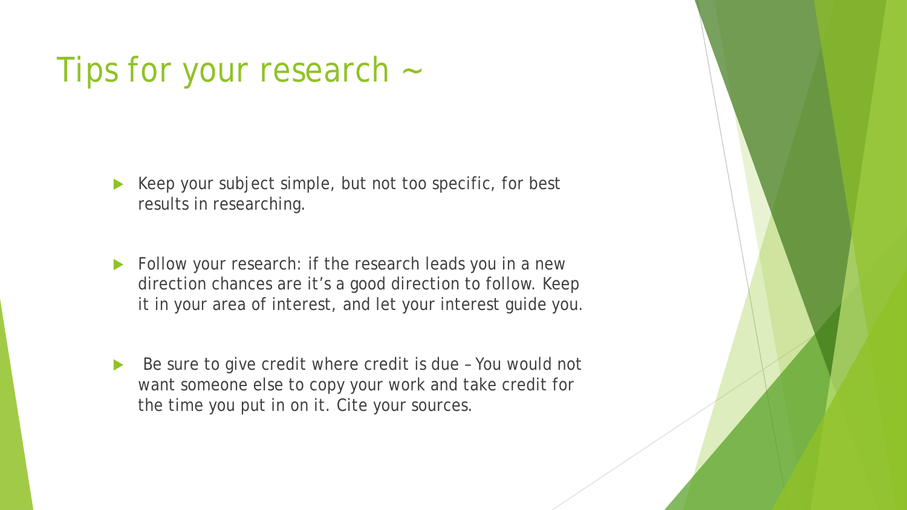# Tips for your research ~

- Keep your subject simple, but not too specific, for best results in researching.
- Follow your research: if the research leads you in a new direction chances are it's a good direction to follow. Keep it in your area of interest, and let your interest guide you.
- Be sure to give credit where credit is due – You would not want someone else to copy your work and take credit for the time you put in on it. Cite your sources.